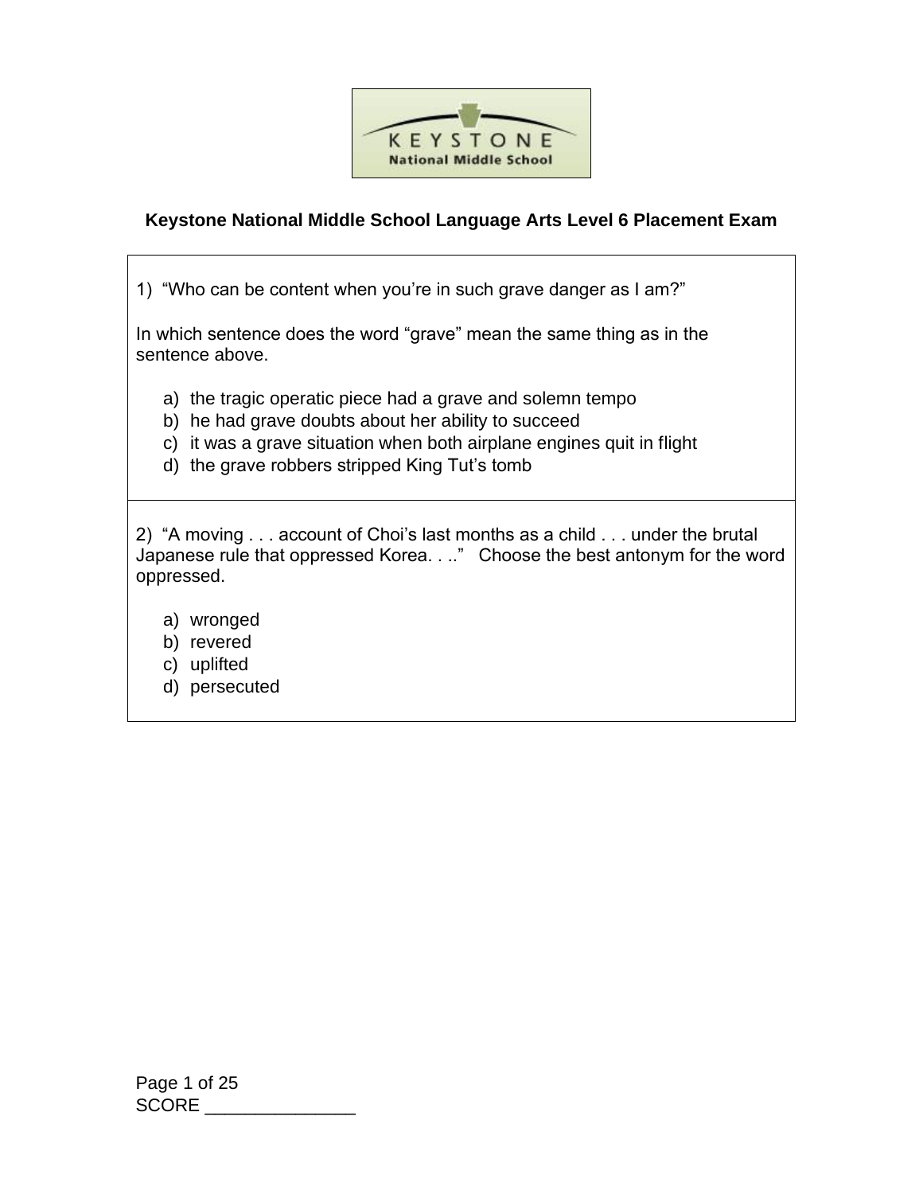# Keystone National Middle School Language Arts Level 6 Placement Exam

1) "Who can be content when you're in such grave danger as I am?"

In which sentence does the word "grave" mean the same thing as in the sentence above.

a) the tragic operatic piece had a grave and solemn tempo
b) he had grave doubts about her ability to succeed
c) it was a grave situation when both airplane engines quit in flight
d) the grave robbers stripped King Tut's tomb

2) "A moving . . . account of Choi's last months as a child . . . under the brutal Japanese rule that oppressed Korea. . .." Choose the best antonym for the word oppressed.

a) wronged
b) revered
c) uplifted
d) persecuted

SCORE _______________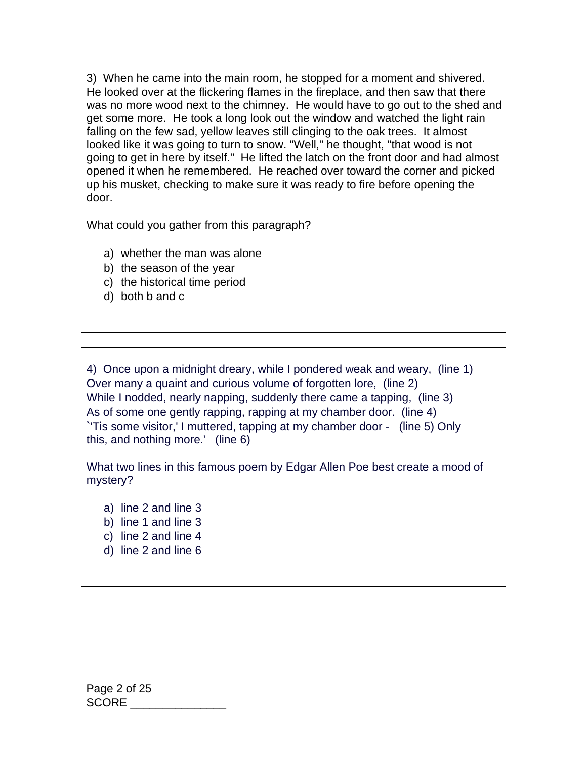3) When he came into the main room, he stopped for a moment and shivered. He looked over at the flickering flames in the fireplace, and then saw that there was no more wood next to the chimney. He would have to go out to the shed and get some more. He took a long look out the window and watched the light rain falling on the few sad, yellow leaves still clinging to the oak trees. It almost looked like it was going to turn to snow. "Well," he thought, "that wood is not going to get in here by itself." He lifted the latch on the front door and had almost opened it when he remembered. He reached over toward the corner and picked up his musket, checking to make sure it was ready to fire before opening the door.

What could you gather from this paragraph?

a) whether the man was alone
b) the season of the year
c) the historical time period
d) both b and c

4) Once upon a midnight dreary, while I pondered weak and weary, (line 1)
Over many a quaint and curious volume of forgotten lore, (line 2)
While I nodded, nearly napping, suddenly there came a tapping, (line 3)
As of some one gently rapping, rapping at my chamber door. (line 4)
`'Tis some visitor,' I muttered, tapping at my chamber door - (line 5) Only this, and nothing more.' (line 6)

What two lines in this famous poem by Edgar Allen Poe best create a mood of mystery?

a) line 2 and line 3
b) line 1 and line 3
c) line 2 and line 4
d) line 2 and line 6

SCORE _______________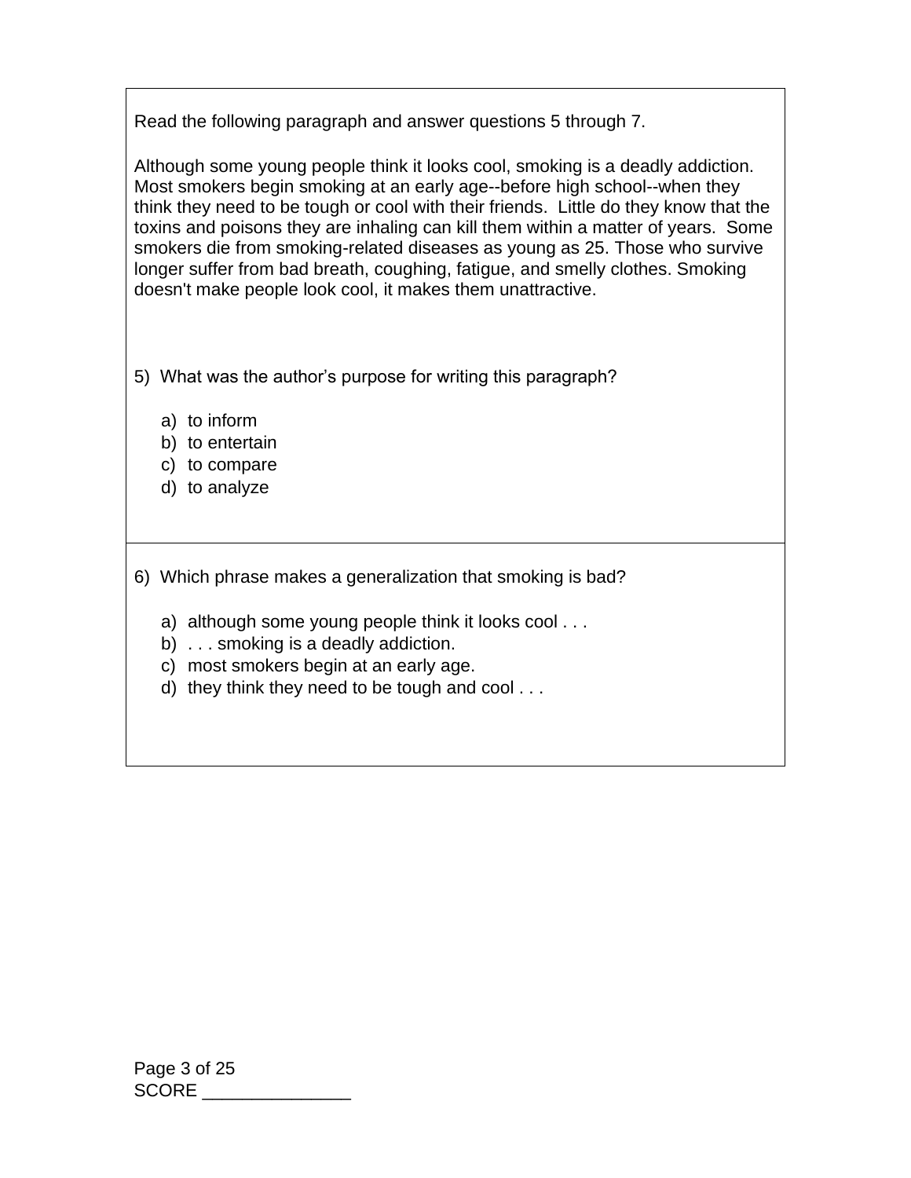Read the following paragraph and answer questions 5 through 7.

Although some young people think it looks cool, smoking is a deadly addiction. Most smokers begin smoking at an early age--before high school--when they think they need to be tough or cool with their friends.  Little do they know that the toxins and poisons they are inhaling can kill them within a matter of years.  Some smokers die from smoking-related diseases as young as 25. Those who survive longer suffer from bad breath, coughing, fatigue, and smelly clothes. Smoking doesn't make people look cool, it makes them unattractive.

5) What was the author's purpose for writing this paragraph?

a) to inform
b) to entertain
c) to compare
d) to analyze

6) Which phrase makes a generalization that smoking is bad?

a) although some young people think it looks cool . . .
b) . . . smoking is a deadly addiction.
c) most smokers begin at an early age.
d) they think they need to be tough and cool . . .

SCORE _______________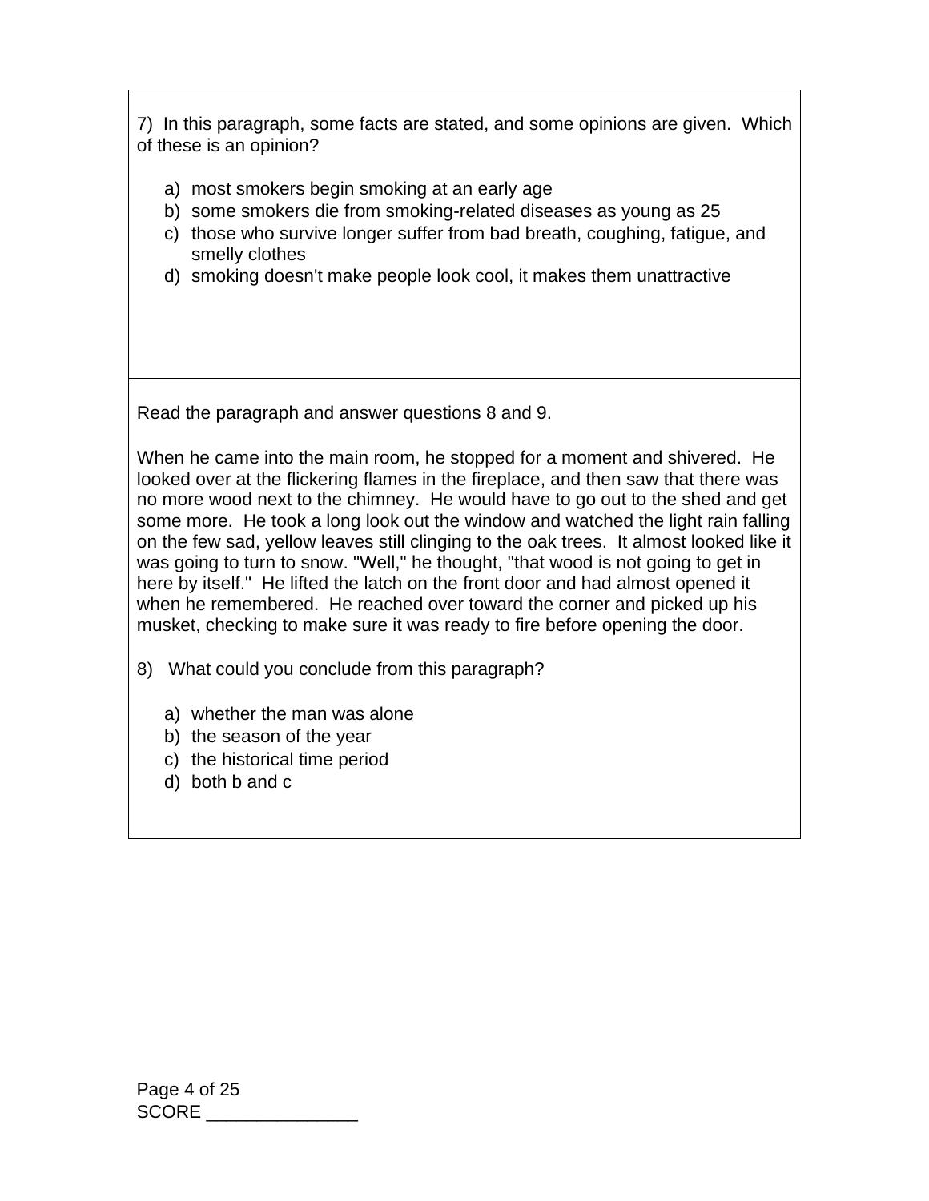7) In this paragraph, some facts are stated, and some opinions are given. Which of these is an opinion?

a) most smokers begin smoking at an early age
b) some smokers die from smoking-related diseases as young as 25
c) those who survive longer suffer from bad breath, coughing, fatigue, and smelly clothes
d) smoking doesn't make people look cool, it makes them unattractive

Read the paragraph and answer questions 8 and 9.

When he came into the main room, he stopped for a moment and shivered. He looked over at the flickering flames in the fireplace, and then saw that there was no more wood next to the chimney. He would have to go out to the shed and get some more. He took a long look out the window and watched the light rain falling on the few sad, yellow leaves still clinging to the oak trees. It almost looked like it was going to turn to snow. "Well," he thought, "that wood is not going to get in here by itself." He lifted the latch on the front door and had almost opened it when he remembered. He reached over toward the corner and picked up his musket, checking to make sure it was ready to fire before opening the door.

8) What could you conclude from this paragraph?

a) whether the man was alone
b) the season of the year
c) the historical time period
d) both b and c

SCORE _______________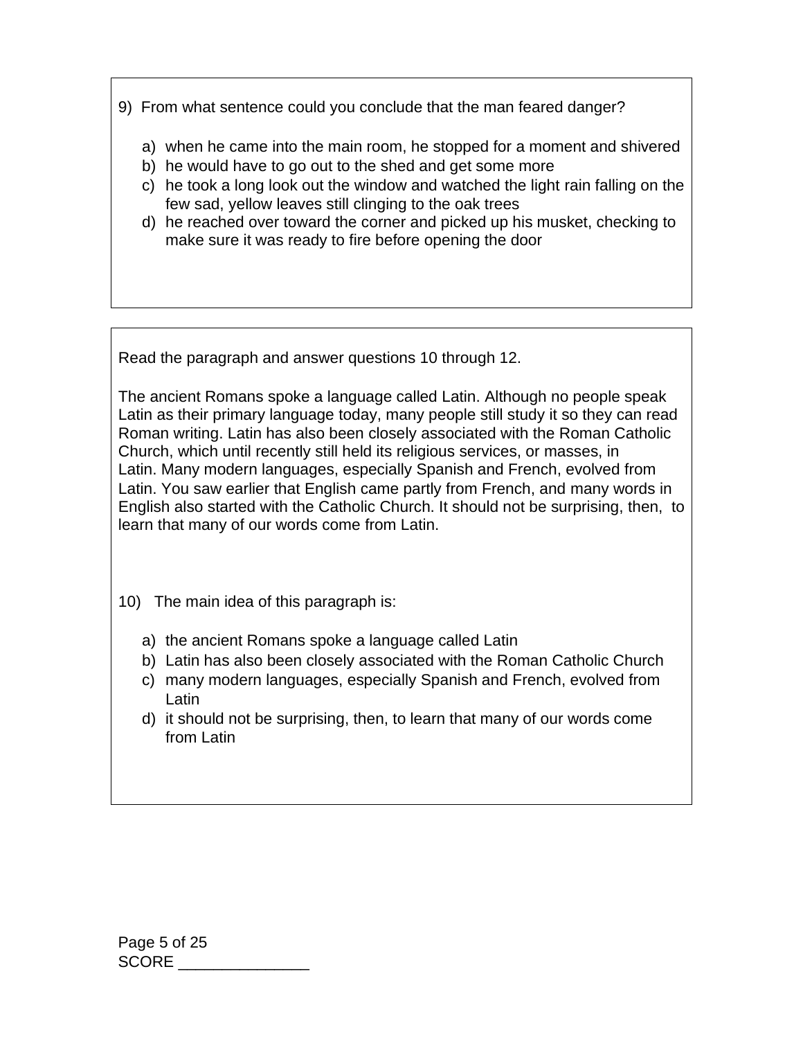9) From what sentence could you conclude that the man feared danger?

a) when he came into the main room, he stopped for a moment and shivered
b) he would have to go out to the shed and get some more
c) he took a long look out the window and watched the light rain falling on the few sad, yellow leaves still clinging to the oak trees
d) he reached over toward the corner and picked up his musket, checking to make sure it was ready to fire before opening the door

Read the paragraph and answer questions 10 through 12.

The ancient Romans spoke a language called Latin. Although no people speak Latin as their primary language today, many people still study it so they can read Roman writing. Latin has also been closely associated with the Roman Catholic Church, which until recently still held its religious services, or masses, in Latin. Many modern languages, especially Spanish and French, evolved from Latin. You saw earlier that English came partly from French, and many words in English also started with the Catholic Church. It should not be surprising, then, to learn that many of our words come from Latin.

10) The main idea of this paragraph is:

a) the ancient Romans spoke a language called Latin
b) Latin has also been closely associated with the Roman Catholic Church
c) many modern languages, especially Spanish and French, evolved from Latin
d) it should not be surprising, then, to learn that many of our words come from Latin

SCORE _______________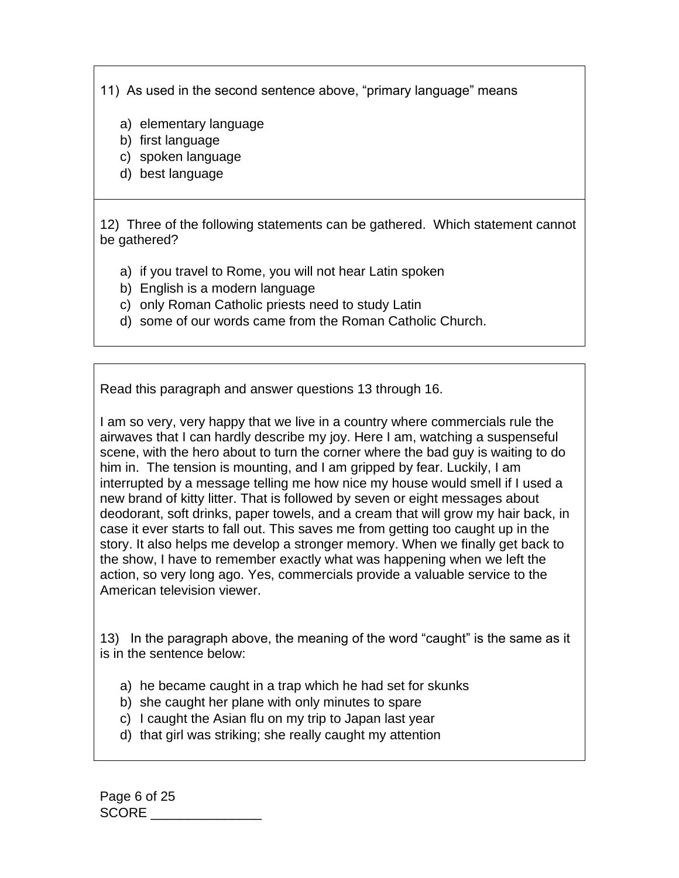11) As used in the second sentence above, “primary language” means

a) elementary language
b) first language
c) spoken language
d) best language

12) Three of the following statements can be gathered. Which statement cannot be gathered?

a) if you travel to Rome, you will not hear Latin spoken
b) English is a modern language
c) only Roman Catholic priests need to study Latin
d) some of our words came from the Roman Catholic Church.

Read this paragraph and answer questions 13 through 16.

I am so very, very happy that we live in a country where commercials rule the airwaves that I can hardly describe my joy. Here I am, watching a suspenseful scene, with the hero about to turn the corner where the bad guy is waiting to do him in. The tension is mounting, and I am gripped by fear. Luckily, I am interrupted by a message telling me how nice my house would smell if I used a new brand of kitty litter. That is followed by seven or eight messages about deodorant, soft drinks, paper towels, and a cream that will grow my hair back, in case it ever starts to fall out. This saves me from getting too caught up in the story. It also helps me develop a stronger memory. When we finally get back to the show, I have to remember exactly what was happening when we left the action, so very long ago. Yes, commercials provide a valuable service to the American television viewer.

13) In the paragraph above, the meaning of the word “caught” is the same as it is in the sentence below:

a) he became caught in a trap which he had set for skunks
b) she caught her plane with only minutes to spare
c) I caught the Asian flu on my trip to Japan last year
d) that girl was striking; she really caught my attention

SCORE _______________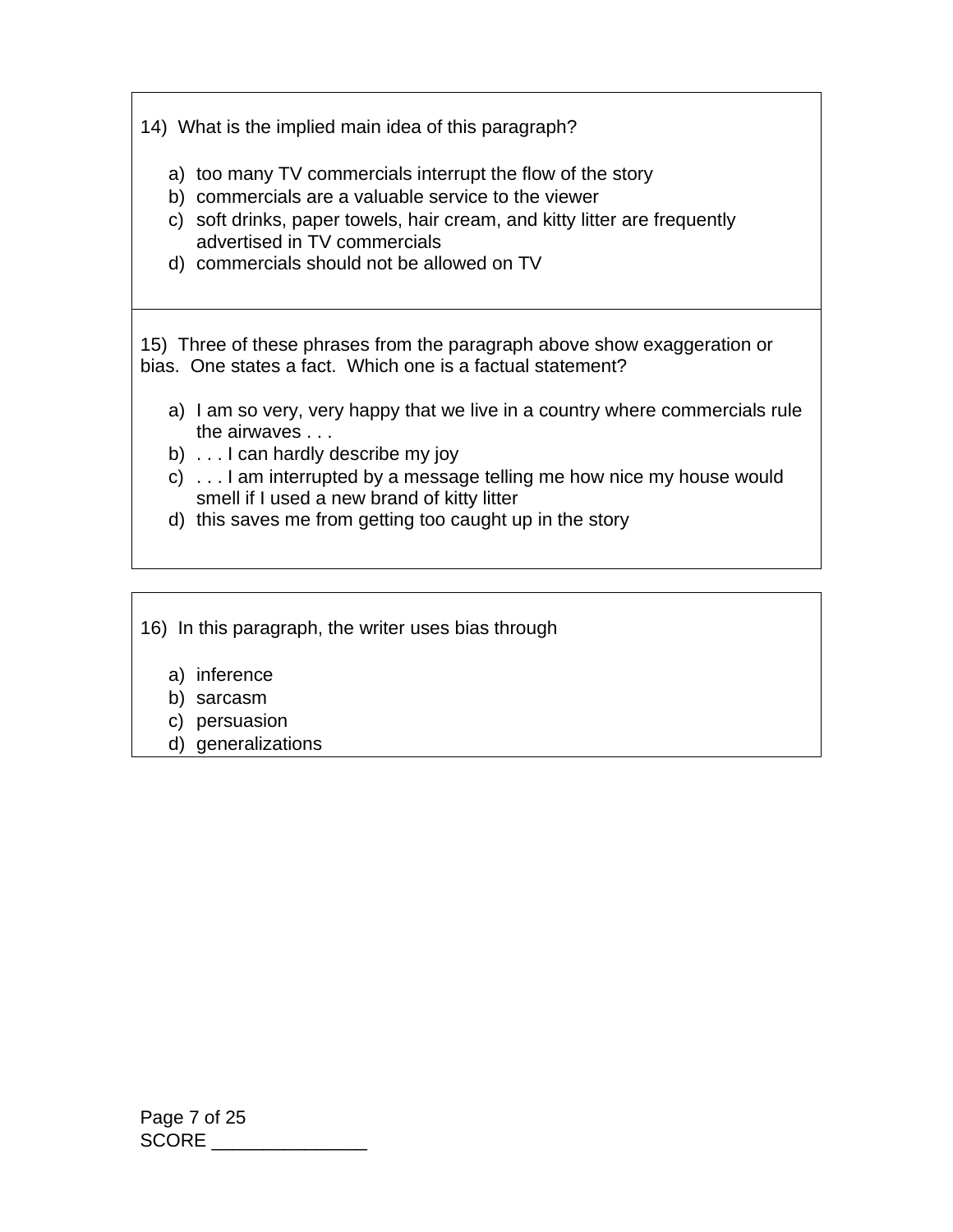14) What is the implied main idea of this paragraph?

a) too many TV commercials interrupt the flow of the story
b) commercials are a valuable service to the viewer
c) soft drinks, paper towels, hair cream, and kitty litter are frequently advertised in TV commercials
d) commercials should not be allowed on TV

15) Three of these phrases from the paragraph above show exaggeration or bias. One states a fact. Which one is a factual statement?

a) I am so very, very happy that we live in a country where commercials rule the airwaves . . .
b) . . . I can hardly describe my joy
c) . . . I am interrupted by a message telling me how nice my house would smell if I used a new brand of kitty litter
d) this saves me from getting too caught up in the story

16) In this paragraph, the writer uses bias through

a) inference
b) sarcasm
c) persuasion
d) generalizations

SCORE _______________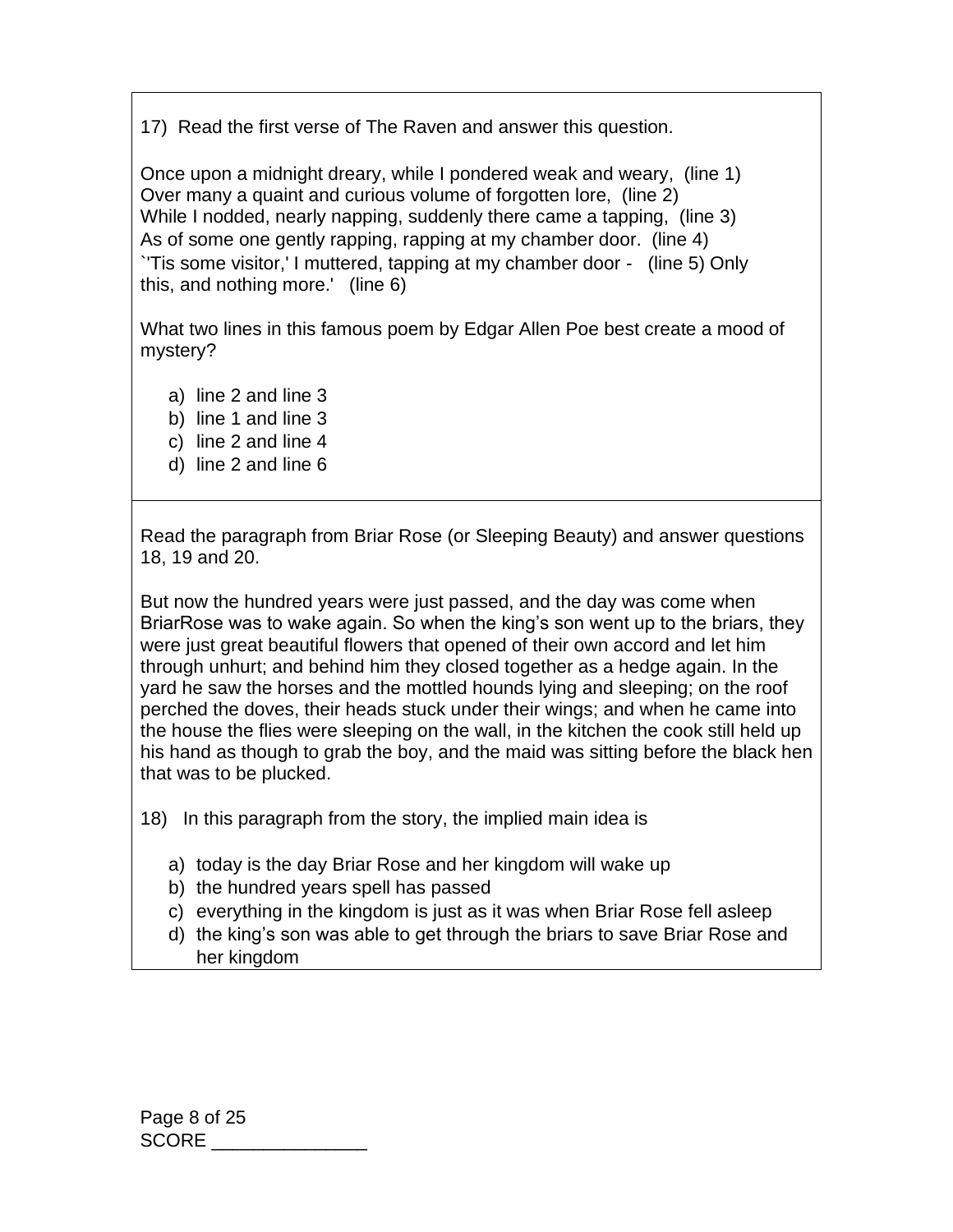17) Read the first verse of The Raven and answer this question.

Once upon a midnight dreary, while I pondered weak and weary, (line 1)
Over many a quaint and curious volume of forgotten lore, (line 2)
While I nodded, nearly napping, suddenly there came a tapping, (line 3)
As of some one gently rapping, rapping at my chamber door. (line 4)
`'Tis some visitor,' I muttered, tapping at my chamber door - (line 5) Only this, and nothing more.' (line 6)

What two lines in this famous poem by Edgar Allen Poe best create a mood of mystery?

a) line 2 and line 3
b) line 1 and line 3
c) line 2 and line 4
d) line 2 and line 6

---

Read the paragraph from Briar Rose (or Sleeping Beauty) and answer questions 18, 19 and 20.

But now the hundred years were just passed, and the day was come when BriarRose was to wake again. So when the king's son went up to the briars, they were just great beautiful flowers that opened of their own accord and let him through unhurt; and behind him they closed together as a hedge again. In the yard he saw the horses and the mottled hounds lying and sleeping; on the roof perched the doves, their heads stuck under their wings; and when he came into the house the flies were sleeping on the wall, in the kitchen the cook still held up his hand as though to grab the boy, and the maid was sitting before the black hen that was to be plucked.

18) In this paragraph from the story, the implied main idea is

a) today is the day Briar Rose and her kingdom will wake up
b) the hundred years spell has passed
c) everything in the kingdom is just as it was when Briar Rose fell asleep
d) the king's son was able to get through the briars to save Briar Rose and her kingdom

SCORE _______________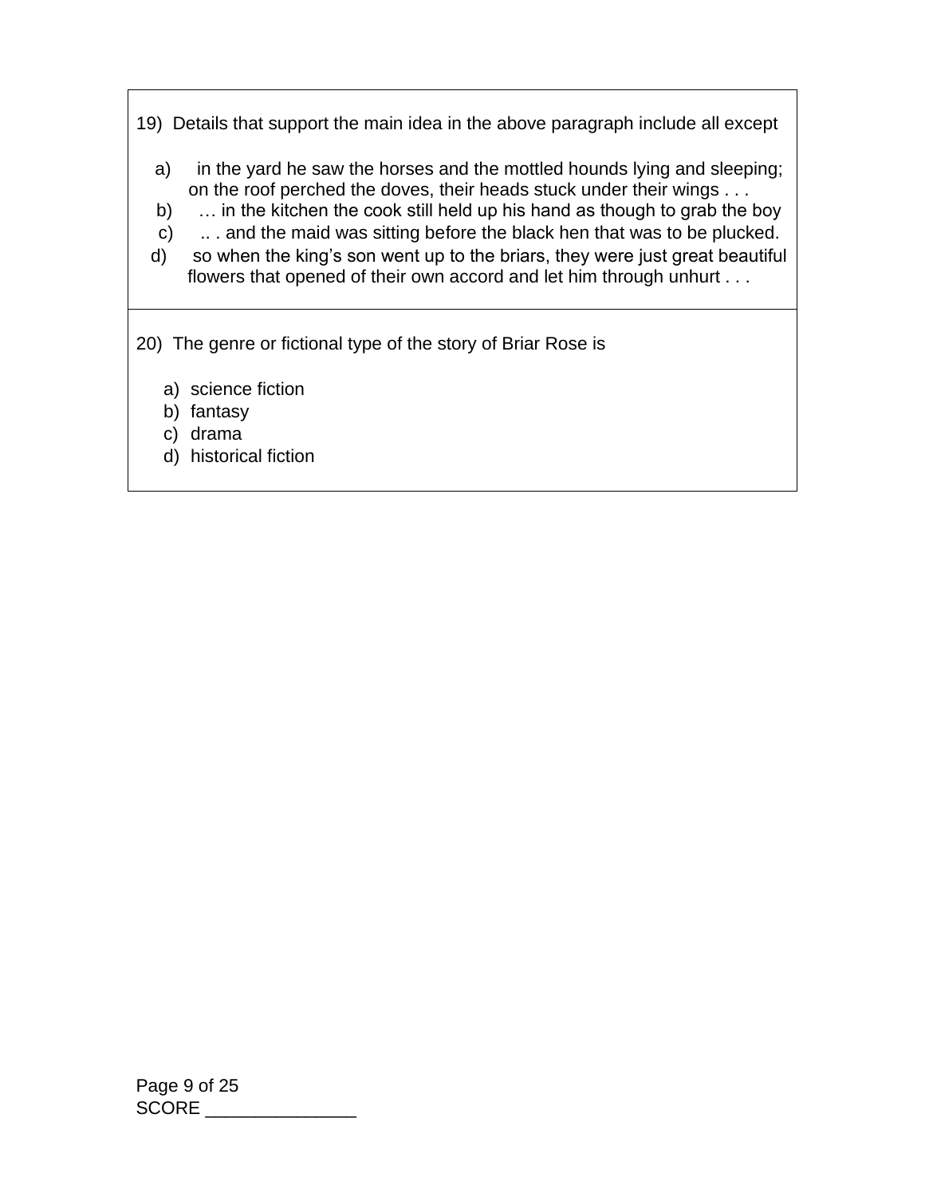19) Details that support the main idea in the above paragraph include all except

a) in the yard he saw the horses and the mottled hounds lying and sleeping; on the roof perched the doves, their heads stuck under their wings . . .
b) … in the kitchen the cook still held up his hand as though to grab the boy
c) .. . and the maid was sitting before the black hen that was to be plucked.
d) so when the king's son went up to the briars, they were just great beautiful flowers that opened of their own accord and let him through unhurt . . .

20) The genre or fictional type of the story of Briar Rose is

a) science fiction
b) fantasy
c) drama
d) historical fiction

SCORE _______________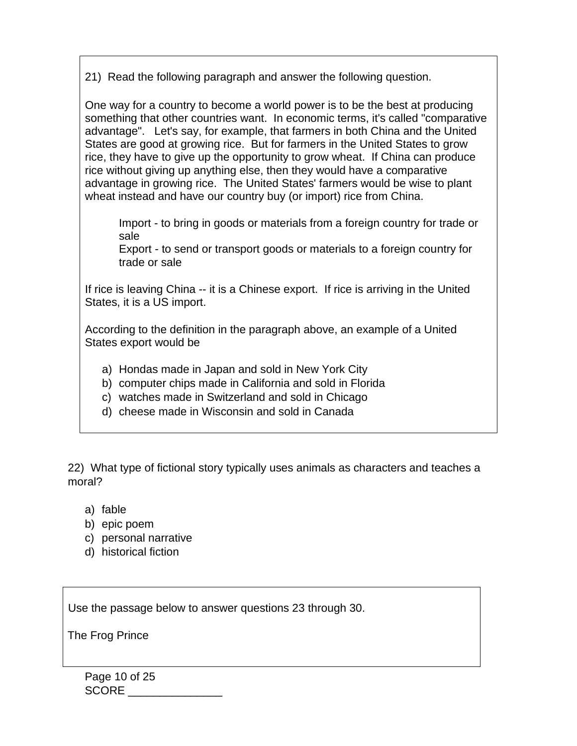21) Read the following paragraph and answer the following question.

One way for a country to become a world power is to be the best at producing something that other countries want. In economic terms, it's called "comparative advantage". Let's say, for example, that farmers in both China and the United States are good at growing rice. But for farmers in the United States to grow rice, they have to give up the opportunity to grow wheat. If China can produce rice without giving up anything else, then they would have a comparative advantage in growing rice. The United States' farmers would be wise to plant wheat instead and have our country buy (or import) rice from China.

> Import - to bring in goods or materials from a foreign country for trade or sale
> Export - to send or transport goods or materials to a foreign country for trade or sale

If rice is leaving China -- it is a Chinese export. If rice is arriving in the United States, it is a US import.

According to the definition in the paragraph above, an example of a United States export would be

a) Hondas made in Japan and sold in New York City
b) computer chips made in California and sold in Florida
c) watches made in Switzerland and sold in Chicago
d) cheese made in Wisconsin and sold in Canada

22) What type of fictional story typically uses animals as characters and teaches a moral?

a) fable
b) epic poem
c) personal narrative
d) historical fiction

Use the passage below to answer questions 23 through 30.

The Frog Prince

SCORE _______________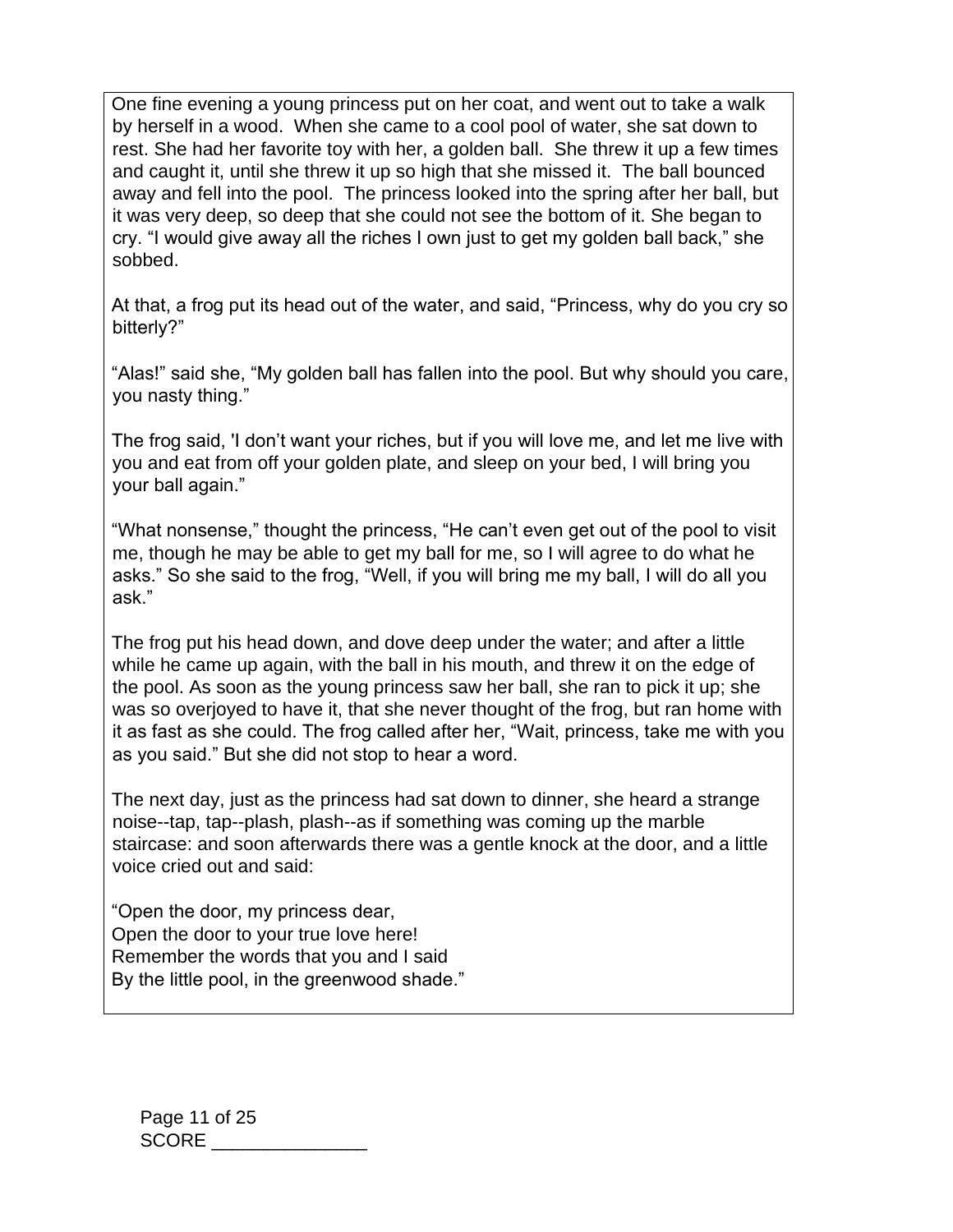One fine evening a young princess put on her coat, and went out to take a walk by herself in a wood. When she came to a cool pool of water, she sat down to rest. She had her favorite toy with her, a golden ball. She threw it up a few times and caught it, until she threw it up so high that she missed it. The ball bounced away and fell into the pool. The princess looked into the spring after her ball, but it was very deep, so deep that she could not see the bottom of it. She began to cry. "I would give away all the riches I own just to get my golden ball back," she sobbed.

At that, a frog put its head out of the water, and said, "Princess, why do you cry so bitterly?"

"Alas!" said she, "My golden ball has fallen into the pool. But why should you care, you nasty thing."

The frog said, 'I don't want your riches, but if you will love me, and let me live with you and eat from off your golden plate, and sleep on your bed, I will bring you your ball again."

"What nonsense," thought the princess, "He can't even get out of the pool to visit me, though he may be able to get my ball for me, so I will agree to do what he asks." So she said to the frog, "Well, if you will bring me my ball, I will do all you ask."

The frog put his head down, and dove deep under the water; and after a little while he came up again, with the ball in his mouth, and threw it on the edge of the pool. As soon as the young princess saw her ball, she ran to pick it up; she was so overjoyed to have it, that she never thought of the frog, but ran home with it as fast as she could. The frog called after her, "Wait, princess, take me with you as you said." But she did not stop to hear a word.

The next day, just as the princess had sat down to dinner, she heard a strange noise--tap, tap--plash, plash--as if something was coming up the marble staircase: and soon afterwards there was a gentle knock at the door, and a little voice cried out and said:

"Open the door, my princess dear,  
Open the door to your true love here!  
Remember the words that you and I said  
By the little pool, in the greenwood shade."

SCORE _______________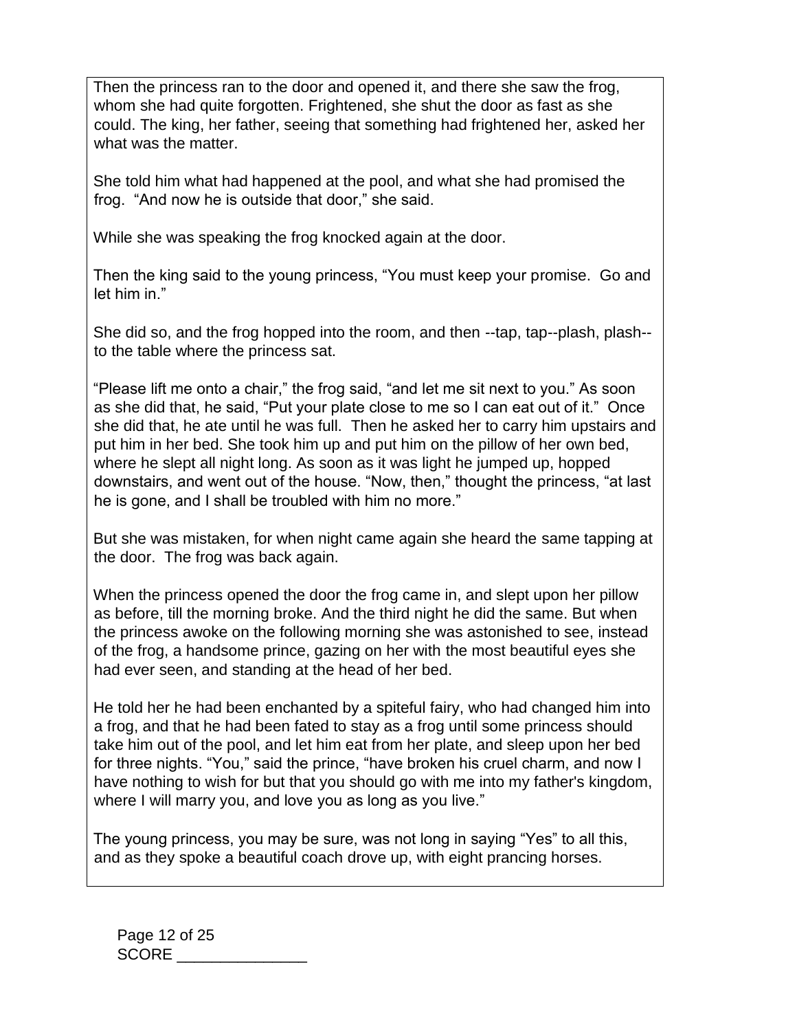Then the princess ran to the door and opened it, and there she saw the frog, whom she had quite forgotten. Frightened, she shut the door as fast as she could. The king, her father, seeing that something had frightened her, asked her what was the matter.

She told him what had happened at the pool, and what she had promised the frog. "And now he is outside that door," she said.

While she was speaking the frog knocked again at the door.

Then the king said to the young princess, "You must keep your promise. Go and let him in."

She did so, and the frog hopped into the room, and then --tap, tap--plash, plash-- to the table where the princess sat.

"Please lift me onto a chair," the frog said, "and let me sit next to you." As soon as she did that, he said, "Put your plate close to me so I can eat out of it." Once she did that, he ate until he was full. Then he asked her to carry him upstairs and put him in her bed. She took him up and put him on the pillow of her own bed, where he slept all night long. As soon as it was light he jumped up, hopped downstairs, and went out of the house. "Now, then," thought the princess, "at last he is gone, and I shall be troubled with him no more."

But she was mistaken, for when night came again she heard the same tapping at the door. The frog was back again.

When the princess opened the door the frog came in, and slept upon her pillow as before, till the morning broke. And the third night he did the same. But when the princess awoke on the following morning she was astonished to see, instead of the frog, a handsome prince, gazing on her with the most beautiful eyes she had ever seen, and standing at the head of her bed.

He told her he had been enchanted by a spiteful fairy, who had changed him into a frog, and that he had been fated to stay as a frog until some princess should take him out of the pool, and let him eat from her plate, and sleep upon her bed for three nights. "You," said the prince, "have broken his cruel charm, and now I have nothing to wish for but that you should go with me into my father's kingdom, where I will marry you, and love you as long as you live."

The young princess, you may be sure, was not long in saying "Yes" to all this, and as they spoke a beautiful coach drove up, with eight prancing horses.

SCORE _______________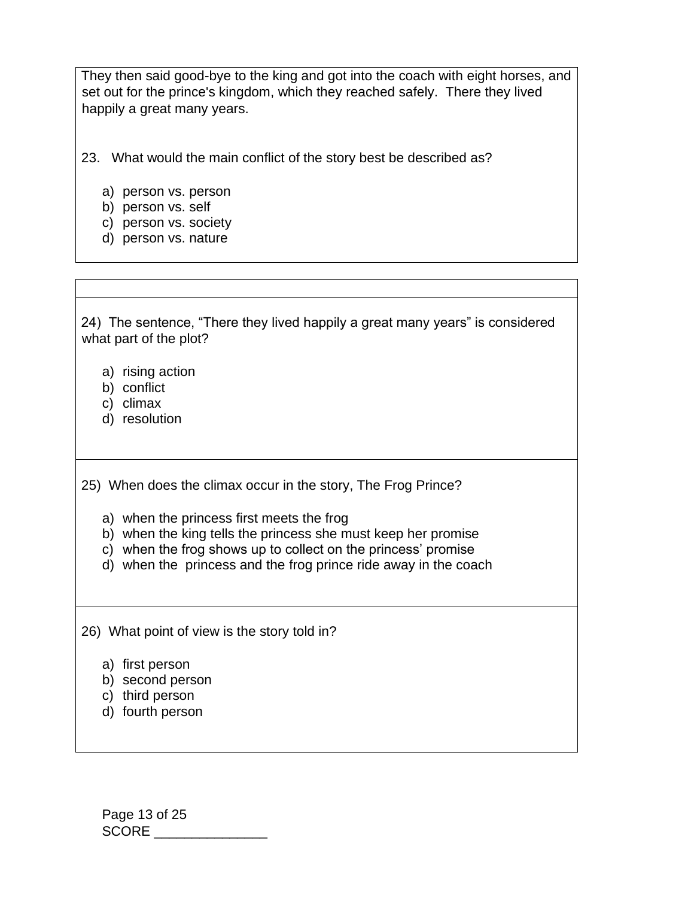They then said good-bye to the king and got into the coach with eight horses, and set out for the prince's kingdom, which they reached safely. There they lived happily a great many years.

23. What would the main conflict of the story best be described as?

a) person vs. person
b) person vs. self
c) person vs. society
d) person vs. nature

24) The sentence, "There they lived happily a great many years" is considered what part of the plot?

a) rising action
b) conflict
c) climax
d) resolution

25) When does the climax occur in the story, The Frog Prince?

a) when the princess first meets the frog
b) when the king tells the princess she must keep her promise
c) when the frog shows up to collect on the princess' promise
d) when the princess and the frog prince ride away in the coach

26) What point of view is the story told in?

a) first person
b) second person
c) third person
d) fourth person

SCORE _______________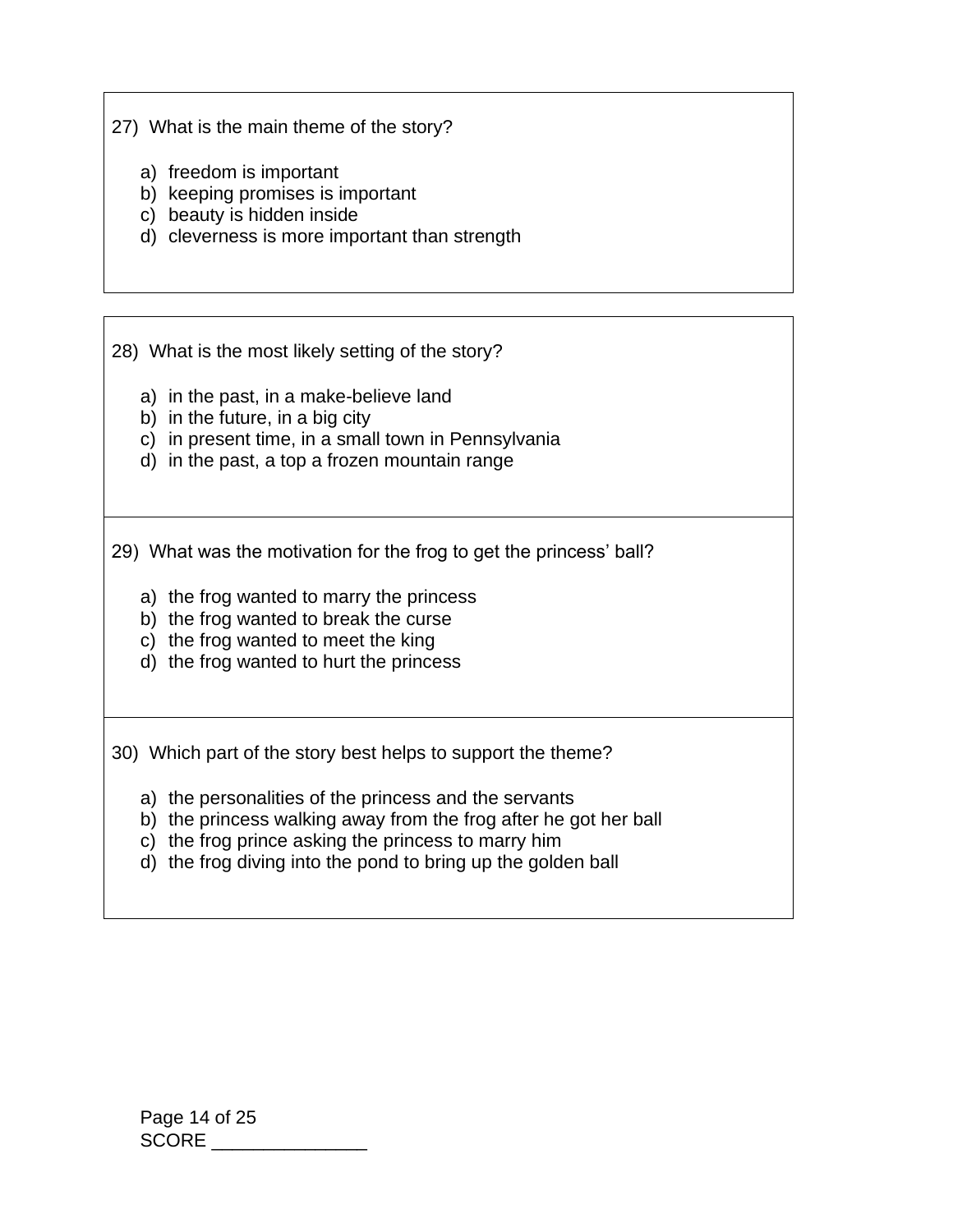27) What is the main theme of the story?

a) freedom is important
b) keeping promises is important
c) beauty is hidden inside
d) cleverness is more important than strength

28) What is the most likely setting of the story?

a) in the past, in a make-believe land
b) in the future, in a big city
c) in present time, in a small town in Pennsylvania
d) in the past, a top a frozen mountain range

29) What was the motivation for the frog to get the princess' ball?

a) the frog wanted to marry the princess
b) the frog wanted to break the curse
c) the frog wanted to meet the king
d) the frog wanted to hurt the princess

30) Which part of the story best helps to support the theme?

a) the personalities of the princess and the servants
b) the princess walking away from the frog after he got her ball
c) the frog prince asking the princess to marry him
d) the frog diving into the pond to bring up the golden ball

SCORE _______________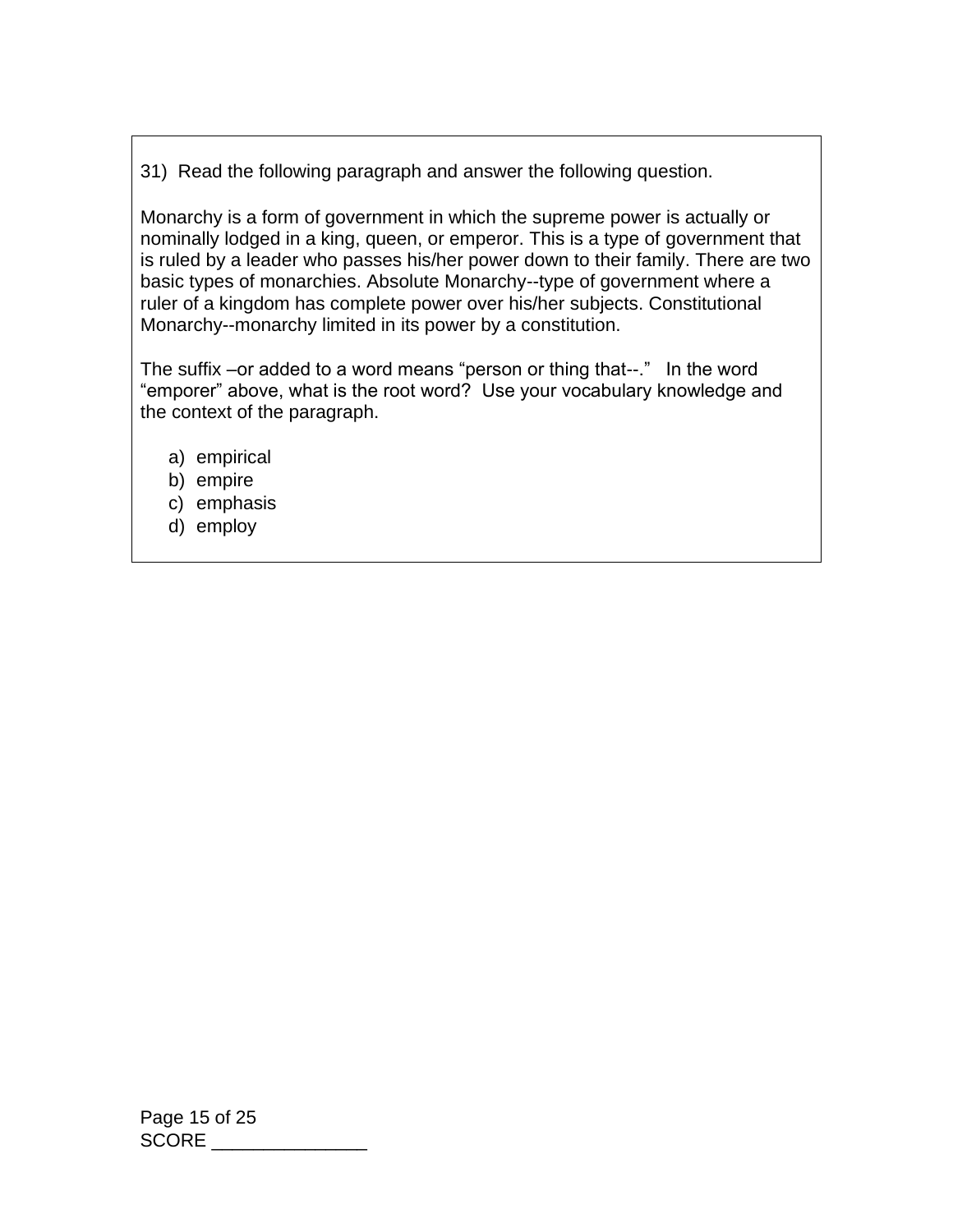31) Read the following paragraph and answer the following question.

Monarchy is a form of government in which the supreme power is actually or nominally lodged in a king, queen, or emperor. This is a type of government that is ruled by a leader who passes his/her power down to their family. There are two basic types of monarchies. Absolute Monarchy--type of government where a ruler of a kingdom has complete power over his/her subjects. Constitutional Monarchy--monarchy limited in its power by a constitution.

The suffix –or added to a word means "person or thing that--." In the word "emporer" above, what is the root word? Use your vocabulary knowledge and the context of the paragraph.

a) empirical
b) empire
c) emphasis
d) employ

SCORE _______________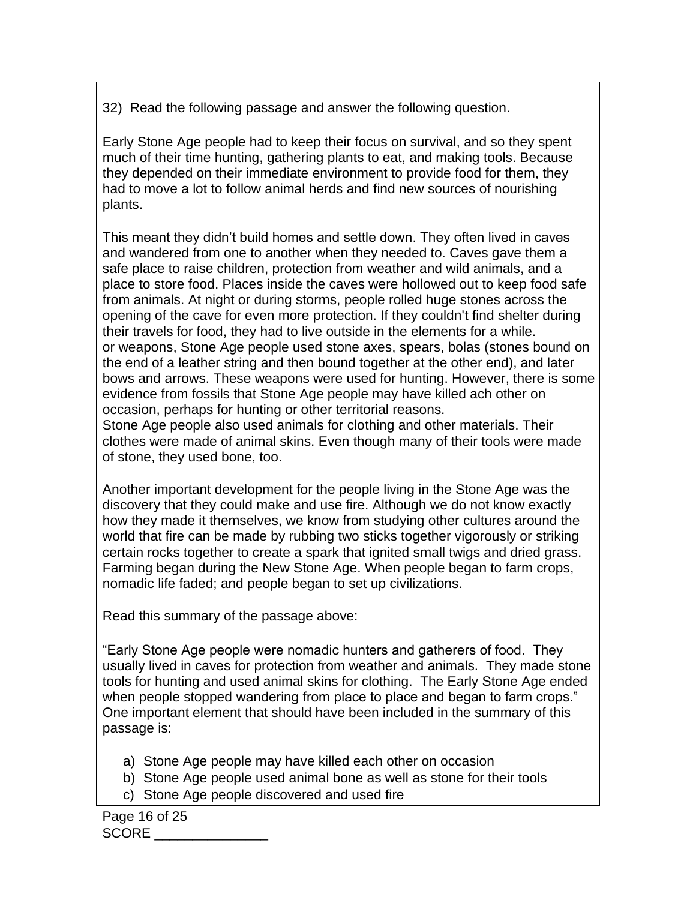32) Read the following passage and answer the following question.

Early Stone Age people had to keep their focus on survival, and so they spent much of their time hunting, gathering plants to eat, and making tools. Because they depended on their immediate environment to provide food for them, they had to move a lot to follow animal herds and find new sources of nourishing plants.

This meant they didn't build homes and settle down. They often lived in caves and wandered from one to another when they needed to. Caves gave them a safe place to raise children, protection from weather and wild animals, and a place to store food. Places inside the caves were hollowed out to keep food safe from animals. At night or during storms, people rolled huge stones across the opening of the cave for even more protection. If they couldn't find shelter during their travels for food, they had to live outside in the elements for a while.
or weapons, Stone Age people used stone axes, spears, bolas (stones bound on the end of a leather string and then bound together at the other end), and later bows and arrows. These weapons were used for hunting. However, there is some evidence from fossils that Stone Age people may have killed ach other on occasion, perhaps for hunting or other territorial reasons.
Stone Age people also used animals for clothing and other materials. Their clothes were made of animal skins. Even though many of their tools were made of stone, they used bone, too.

Another important development for the people living in the Stone Age was the discovery that they could make and use fire. Although we do not know exactly how they made it themselves, we know from studying other cultures around the world that fire can be made by rubbing two sticks together vigorously or striking certain rocks together to create a spark that ignited small twigs and dried grass.
Farming began during the New Stone Age. When people began to farm crops, nomadic life faded; and people began to set up civilizations.

Read this summary of the passage above:

"Early Stone Age people were nomadic hunters and gatherers of food. They usually lived in caves for protection from weather and animals. They made stone tools for hunting and used animal skins for clothing. The Early Stone Age ended when people stopped wandering from place to place and began to farm crops."
One important element that should have been included in the summary of this passage is:

a) Stone Age people may have killed each other on occasion
b) Stone Age people used animal bone as well as stone for their tools
c) Stone Age people discovered and used fire

SCORE _______________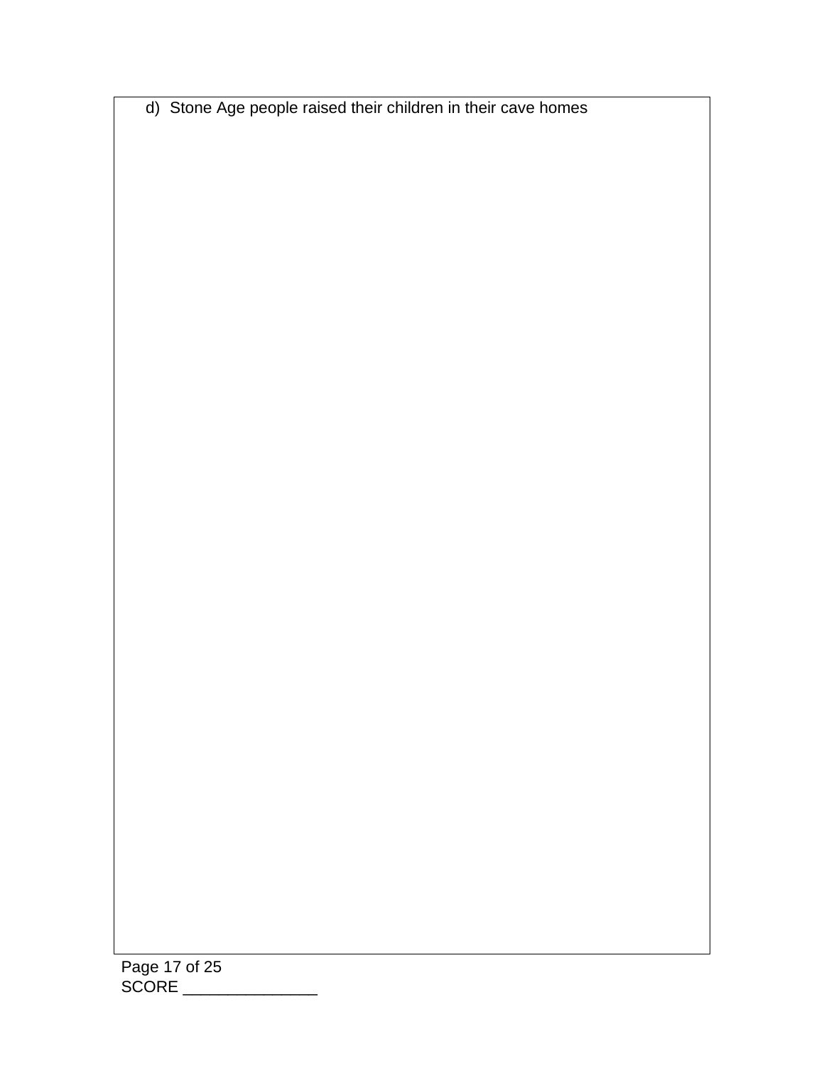d) Stone Age people raised their children in their cave homes

SCORE _______________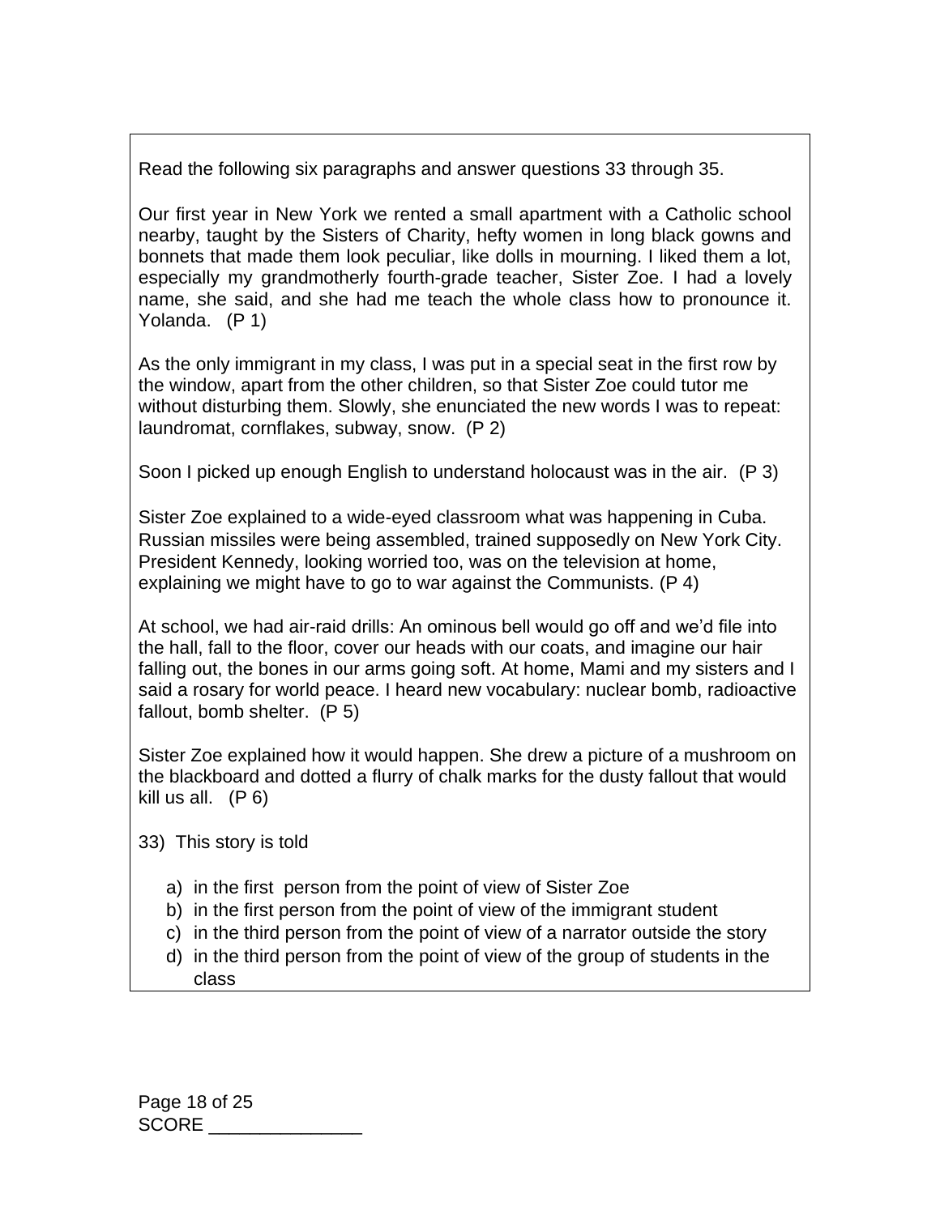Read the following six paragraphs and answer questions 33 through 35.

Our first year in New York we rented a small apartment with a Catholic school nearby, taught by the Sisters of Charity, hefty women in long black gowns and bonnets that made them look peculiar, like dolls in mourning. I liked them a lot, especially my grandmotherly fourth-grade teacher, Sister Zoe. I had a lovely name, she said, and she had me teach the whole class how to pronounce it. Yolanda. (P 1)

As the only immigrant in my class, I was put in a special seat in the first row by the window, apart from the other children, so that Sister Zoe could tutor me without disturbing them. Slowly, she enunciated the new words I was to repeat: laundromat, cornflakes, subway, snow. (P 2)

Soon I picked up enough English to understand holocaust was in the air. (P 3)

Sister Zoe explained to a wide-eyed classroom what was happening in Cuba. Russian missiles were being assembled, trained supposedly on New York City. President Kennedy, looking worried too, was on the television at home, explaining we might have to go to war against the Communists. (P 4)

At school, we had air-raid drills: An ominous bell would go off and we'd file into the hall, fall to the floor, cover our heads with our coats, and imagine our hair falling out, the bones in our arms going soft. At home, Mami and my sisters and I said a rosary for world peace. I heard new vocabulary: nuclear bomb, radioactive fallout, bomb shelter. (P 5)

Sister Zoe explained how it would happen. She drew a picture of a mushroom on the blackboard and dotted a flurry of chalk marks for the dusty fallout that would kill us all. (P 6)

33) This story is told

a) in the first person from the point of view of Sister Zoe
b) in the first person from the point of view of the immigrant student
c) in the third person from the point of view of a narrator outside the story
d) in the third person from the point of view of the group of students in the class

SCORE _______________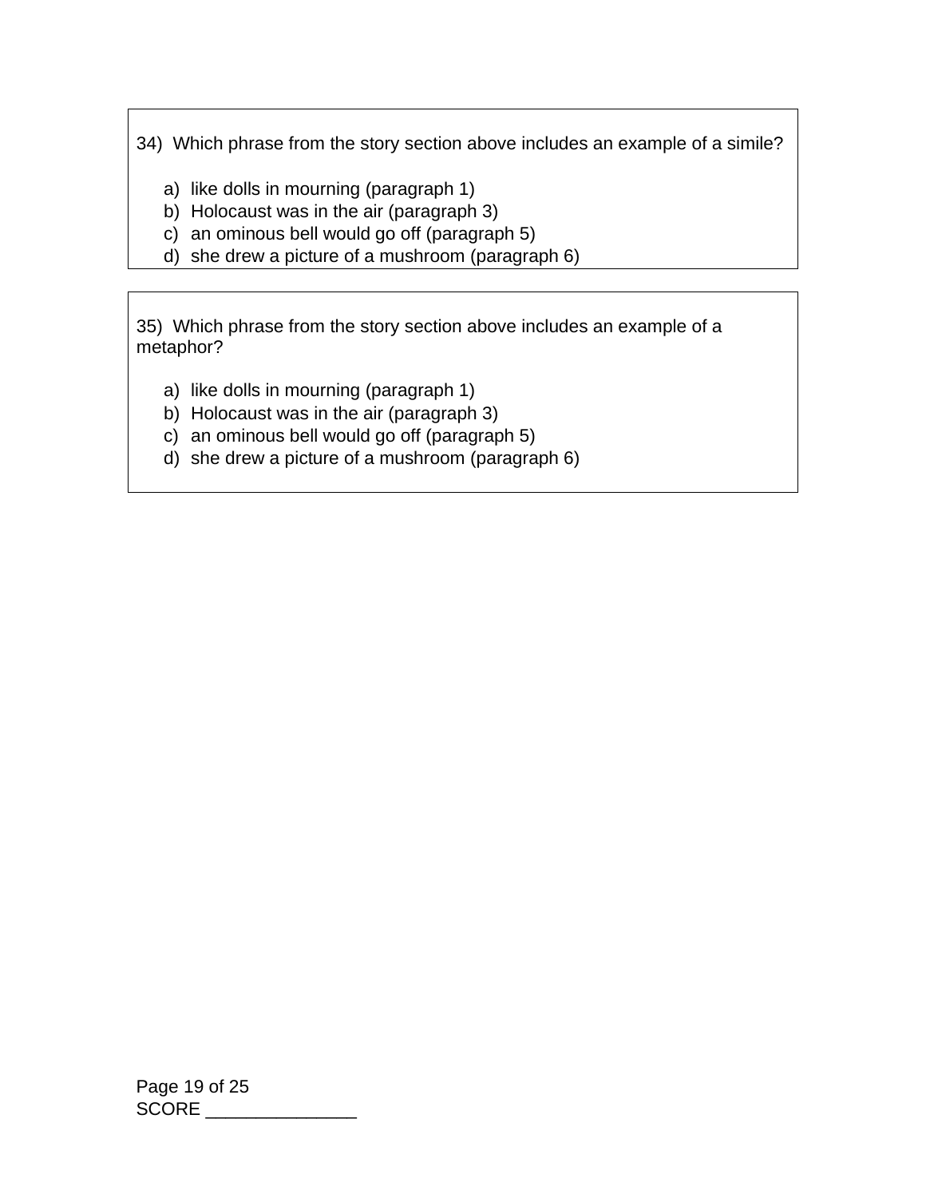34) Which phrase from the story section above includes an example of a simile?

a) like dolls in mourning (paragraph 1)
b) Holocaust was in the air (paragraph 3)
c) an ominous bell would go off (paragraph 5)
d) she drew a picture of a mushroom (paragraph 6)

35) Which phrase from the story section above includes an example of a metaphor?

a) like dolls in mourning (paragraph 1)
b) Holocaust was in the air (paragraph 3)
c) an ominous bell would go off (paragraph 5)
d) she drew a picture of a mushroom (paragraph 6)

SCORE _______________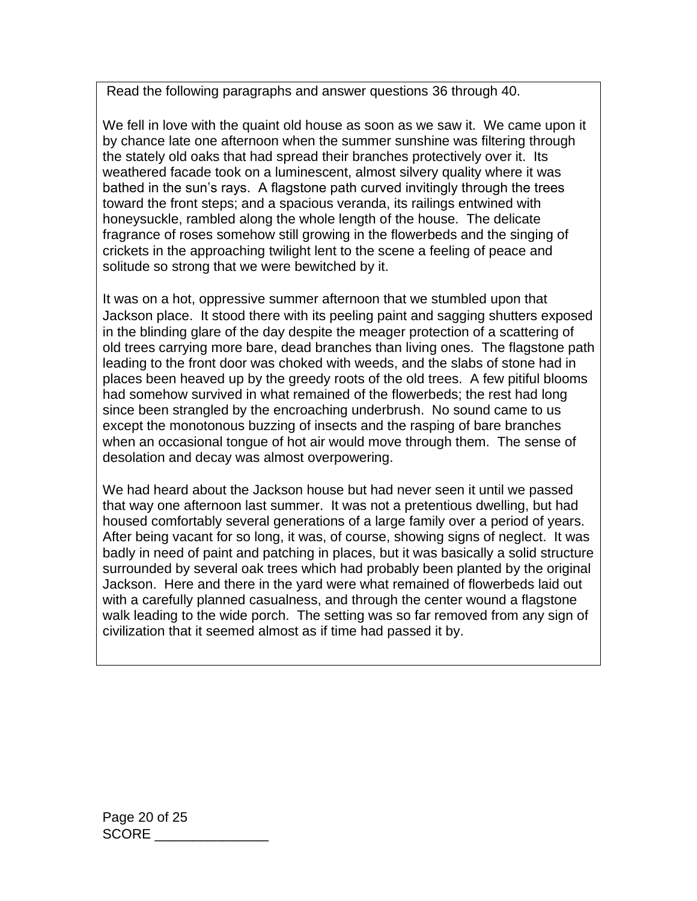Read the following paragraphs and answer questions 36 through 40.

We fell in love with the quaint old house as soon as we saw it. We came upon it by chance late one afternoon when the summer sunshine was filtering through the stately old oaks that had spread their branches protectively over it. Its weathered facade took on a luminescent, almost silvery quality where it was bathed in the sun's rays. A flagstone path curved invitingly through the trees toward the front steps; and a spacious veranda, its railings entwined with honeysuckle, rambled along the whole length of the house. The delicate fragrance of roses somehow still growing in the flowerbeds and the singing of crickets in the approaching twilight lent to the scene a feeling of peace and solitude so strong that we were bewitched by it.

It was on a hot, oppressive summer afternoon that we stumbled upon that Jackson place. It stood there with its peeling paint and sagging shutters exposed in the blinding glare of the day despite the meager protection of a scattering of old trees carrying more bare, dead branches than living ones. The flagstone path leading to the front door was choked with weeds, and the slabs of stone had in places been heaved up by the greedy roots of the old trees. A few pitiful blooms had somehow survived in what remained of the flowerbeds; the rest had long since been strangled by the encroaching underbrush. No sound came to us except the monotonous buzzing of insects and the rasping of bare branches when an occasional tongue of hot air would move through them. The sense of desolation and decay was almost overpowering.

We had heard about the Jackson house but had never seen it until we passed that way one afternoon last summer. It was not a pretentious dwelling, but had housed comfortably several generations of a large family over a period of years. After being vacant for so long, it was, of course, showing signs of neglect. It was badly in need of paint and patching in places, but it was basically a solid structure surrounded by several oak trees which had probably been planted by the original Jackson. Here and there in the yard were what remained of flowerbeds laid out with a carefully planned casualness, and through the center wound a flagstone walk leading to the wide porch. The setting was so far removed from any sign of civilization that it seemed almost as if time had passed it by.

SCORE _______________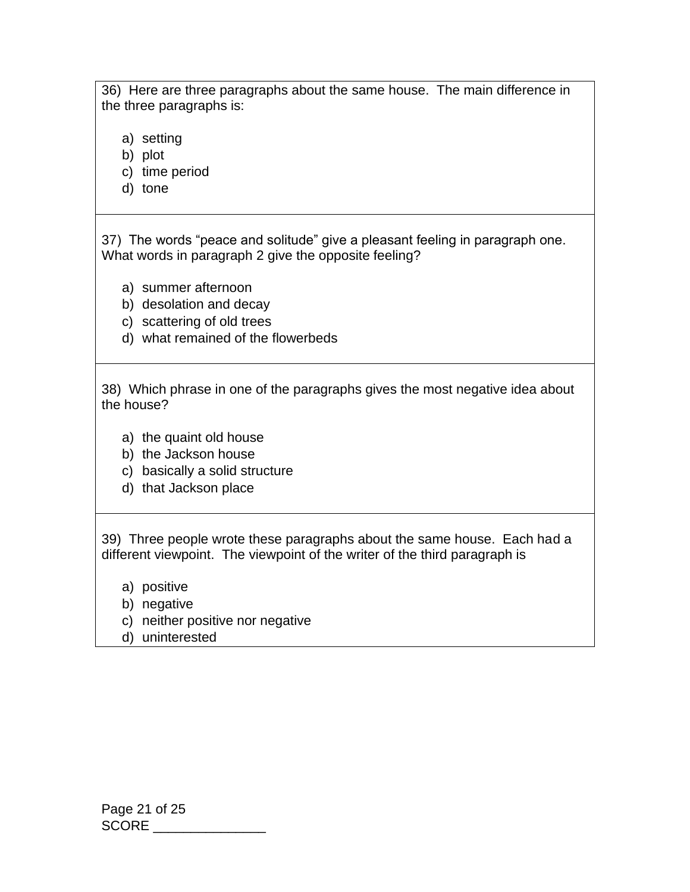36) Here are three paragraphs about the same house. The main difference in the three paragraphs is:

a) setting
b) plot
c) time period
d) tone

37) The words "peace and solitude" give a pleasant feeling in paragraph one. What words in paragraph 2 give the opposite feeling?

a) summer afternoon
b) desolation and decay
c) scattering of old trees
d) what remained of the flowerbeds

38) Which phrase in one of the paragraphs gives the most negative idea about the house?

a) the quaint old house
b) the Jackson house
c) basically a solid structure
d) that Jackson place

39) Three people wrote these paragraphs about the same house. Each had a different viewpoint. The viewpoint of the writer of the third paragraph is

a) positive
b) negative
c) neither positive nor negative
d) uninterested

SCORE _______________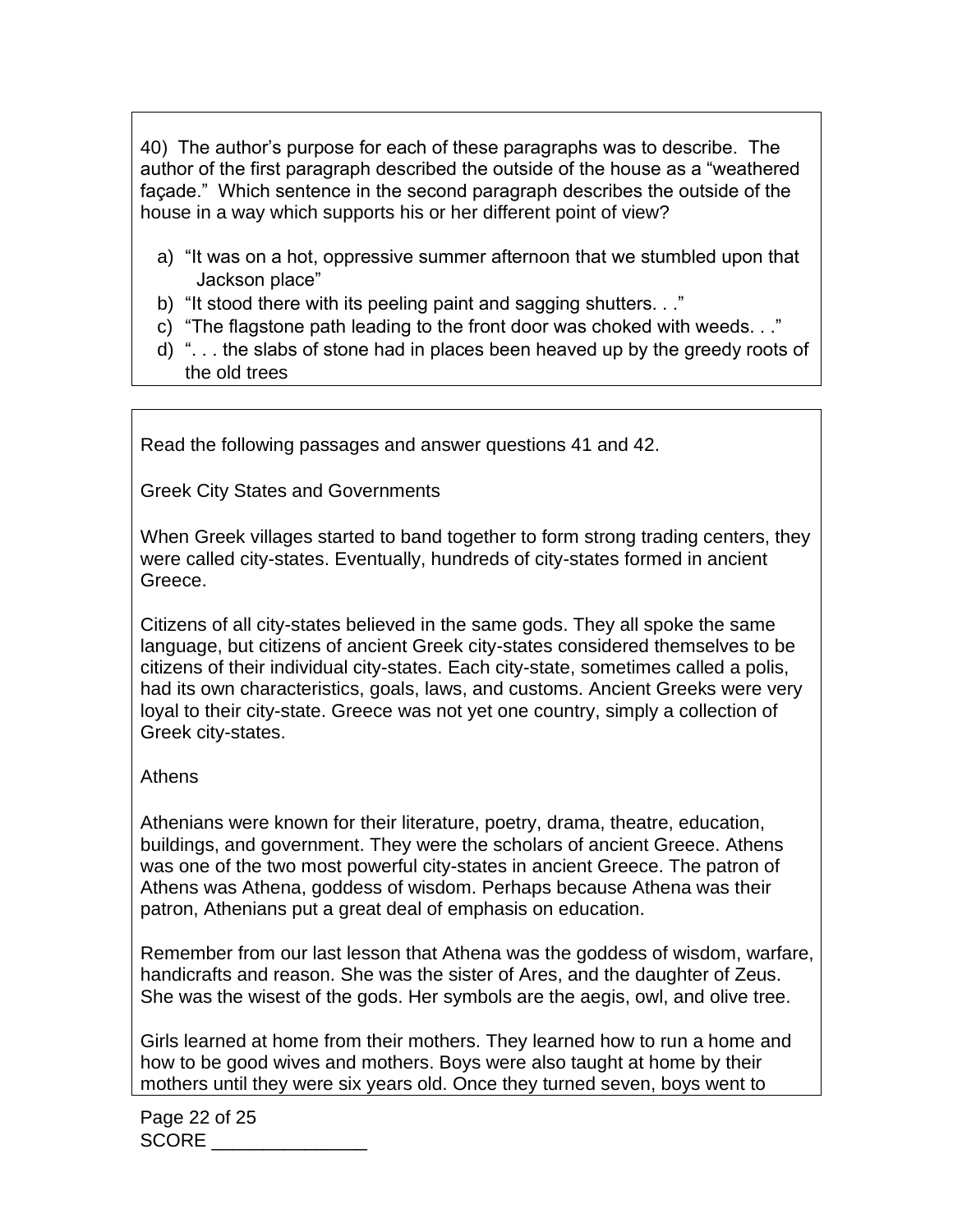40) The author's purpose for each of these paragraphs was to describe. The author of the first paragraph described the outside of the house as a "weathered façade." Which sentence in the second paragraph describes the outside of the house in a way which supports his or her different point of view?

a) "It was on a hot, oppressive summer afternoon that we stumbled upon that Jackson place"
b) "It stood there with its peeling paint and sagging shutters. . ."
c) "The flagstone path leading to the front door was choked with weeds. . ."
d) ". . . the slabs of stone had in places been heaved up by the greedy roots of the old trees

---

Read the following passages and answer questions 41 and 42.

Greek City States and Governments

When Greek villages started to band together to form strong trading centers, they were called city-states. Eventually, hundreds of city-states formed in ancient Greece.

Citizens of all city-states believed in the same gods. They all spoke the same language, but citizens of ancient Greek city-states considered themselves to be citizens of their individual city-states. Each city-state, sometimes called a polis, had its own characteristics, goals, laws, and customs. Ancient Greeks were very loyal to their city-state. Greece was not yet one country, simply a collection of Greek city-states.

Athens

Athenians were known for their literature, poetry, drama, theatre, education, buildings, and government. They were the scholars of ancient Greece. Athens was one of the two most powerful city-states in ancient Greece. The patron of Athens was Athena, goddess of wisdom. Perhaps because Athena was their patron, Athenians put a great deal of emphasis on education.

Remember from our last lesson that Athena was the goddess of wisdom, warfare, handicrafts and reason. She was the sister of Ares, and the daughter of Zeus. She was the wisest of the gods. Her symbols are the aegis, owl, and olive tree.

Girls learned at home from their mothers. They learned how to run a home and how to be good wives and mothers. Boys were also taught at home by their mothers until they were six years old. Once they turned seven, boys went to

SCORE _______________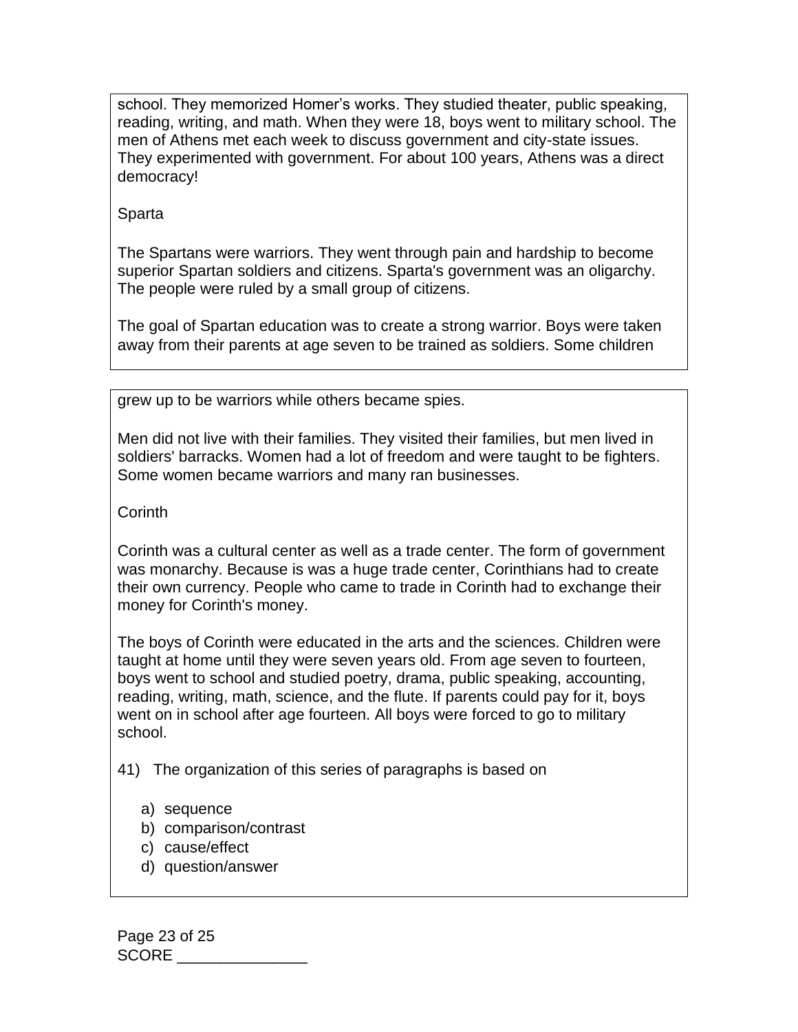school. They memorized Homer's works. They studied theater, public speaking, reading, writing, and math. When they were 18, boys went to military school. The men of Athens met each week to discuss government and city-state issues. They experimented with government. For about 100 years, Athens was a direct democracy!

Sparta

The Spartans were warriors. They went through pain and hardship to become superior Spartan soldiers and citizens. Sparta's government was an oligarchy. The people were ruled by a small group of citizens.

The goal of Spartan education was to create a strong warrior. Boys were taken away from their parents at age seven to be trained as soldiers. Some children grew up to be warriors while others became spies.

Men did not live with their families. They visited their families, but men lived in soldiers' barracks. Women had a lot of freedom and were taught to be fighters. Some women became warriors and many ran businesses.

Corinth

Corinth was a cultural center as well as a trade center. The form of government was monarchy. Because is was a huge trade center, Corinthians had to create their own currency. People who came to trade in Corinth had to exchange their money for Corinth's money.

The boys of Corinth were educated in the arts and the sciences. Children were taught at home until they were seven years old. From age seven to fourteen, boys went to school and studied poetry, drama, public speaking, accounting, reading, writing, math, science, and the flute. If parents could pay for it, boys went on in school after age fourteen. All boys were forced to go to military school.

41) The organization of this series of paragraphs is based on

a) sequence
b) comparison/contrast
c) cause/effect
d) question/answer

SCORE _______________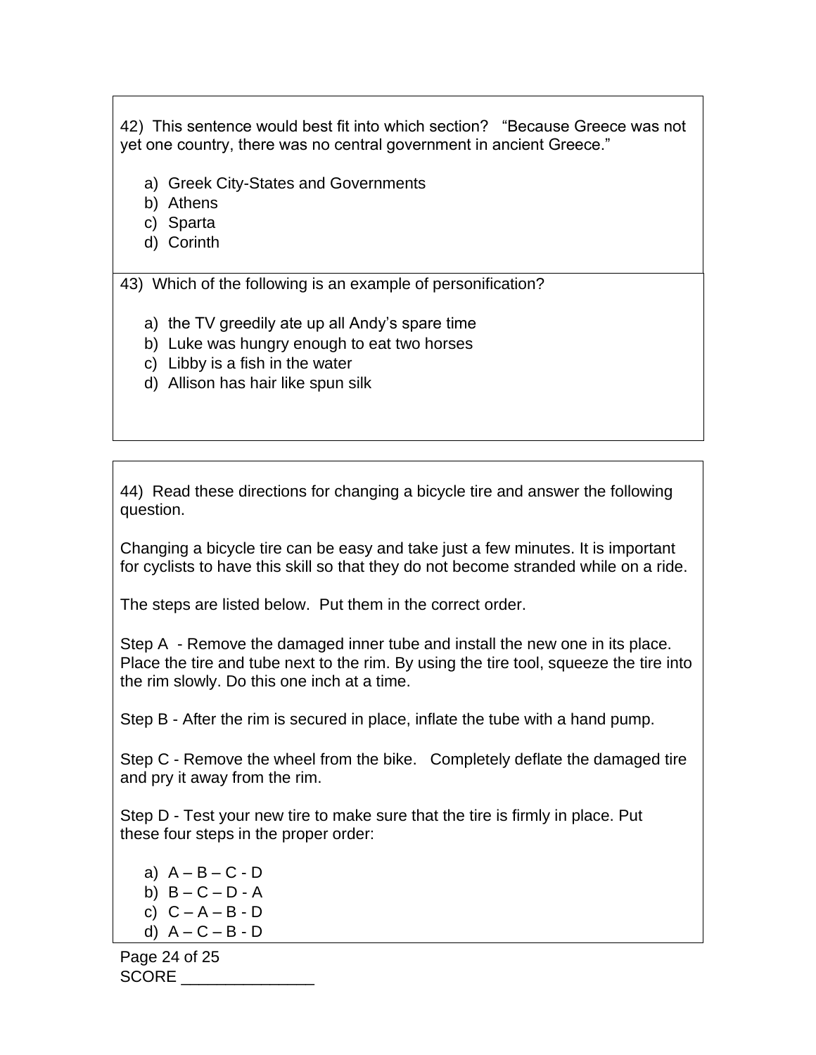42) This sentence would best fit into which section? "Because Greece was not yet one country, there was no central government in ancient Greece."

a) Greek City-States and Governments
b) Athens
c) Sparta
d) Corinth

43) Which of the following is an example of personification?

a) the TV greedily ate up all Andy's spare time
b) Luke was hungry enough to eat two horses
c) Libby is a fish in the water
d) Allison has hair like spun silk

44) Read these directions for changing a bicycle tire and answer the following question.

Changing a bicycle tire can be easy and take just a few minutes. It is important for cyclists to have this skill so that they do not become stranded while on a ride.

The steps are listed below. Put them in the correct order.

Step A - Remove the damaged inner tube and install the new one in its place. Place the tire and tube next to the rim. By using the tire tool, squeeze the tire into the rim slowly. Do this one inch at a time.

Step B - After the rim is secured in place, inflate the tube with a hand pump.

Step C - Remove the wheel from the bike. Completely deflate the damaged tire and pry it away from the rim.

Step D - Test your new tire to make sure that the tire is firmly in place. Put these four steps in the proper order:

a) A – B – C - D
b) B – C – D - A
c) C – A – B - D
d) A – C – B - D

SCORE _______________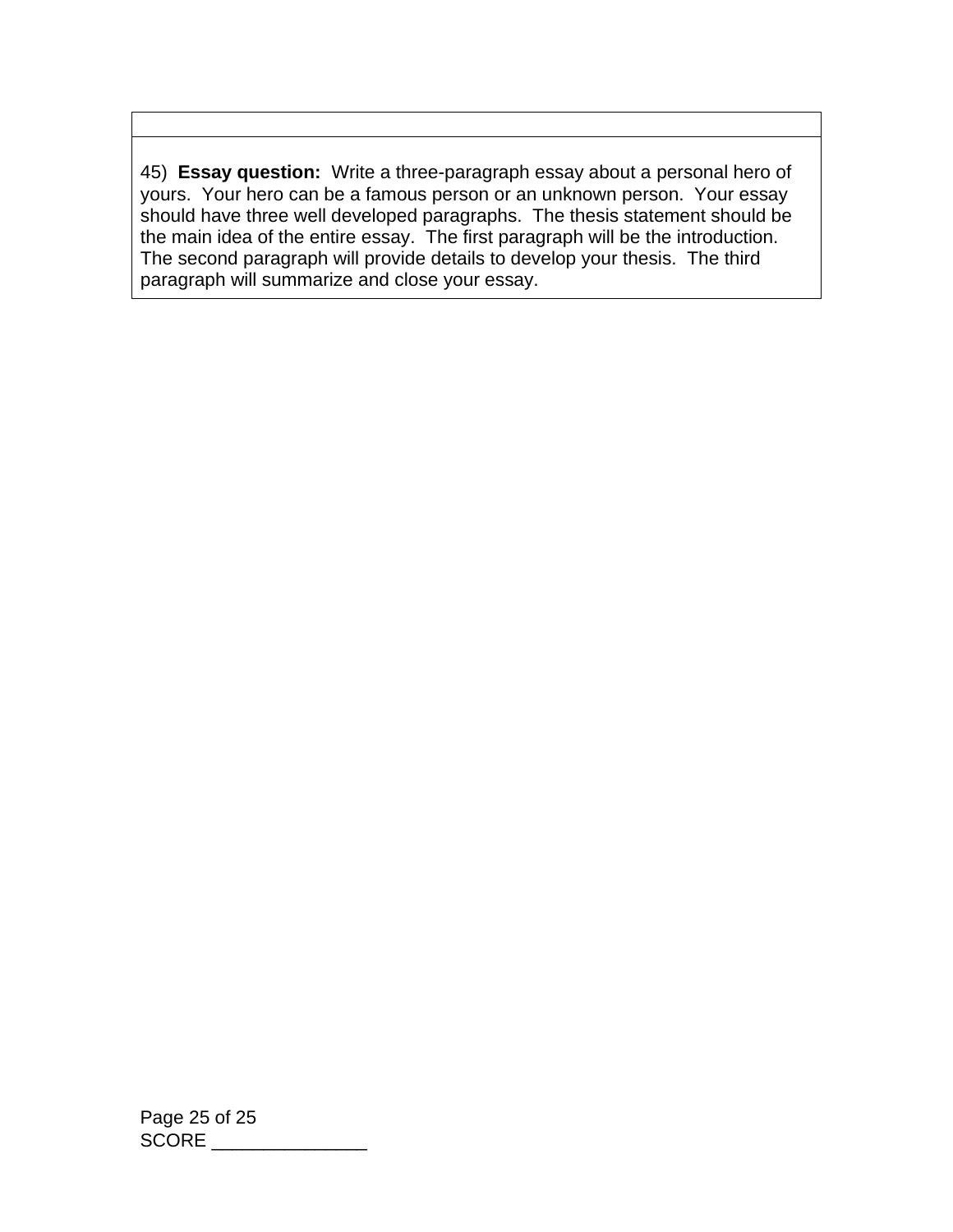45) **Essay question:** Write a three-paragraph essay about a personal hero of yours. Your hero can be a famous person or an unknown person. Your essay should have three well developed paragraphs. The thesis statement should be the main idea of the entire essay. The first paragraph will be the introduction. The second paragraph will provide details to develop your thesis. The third paragraph will summarize and close your essay.

SCORE _______________